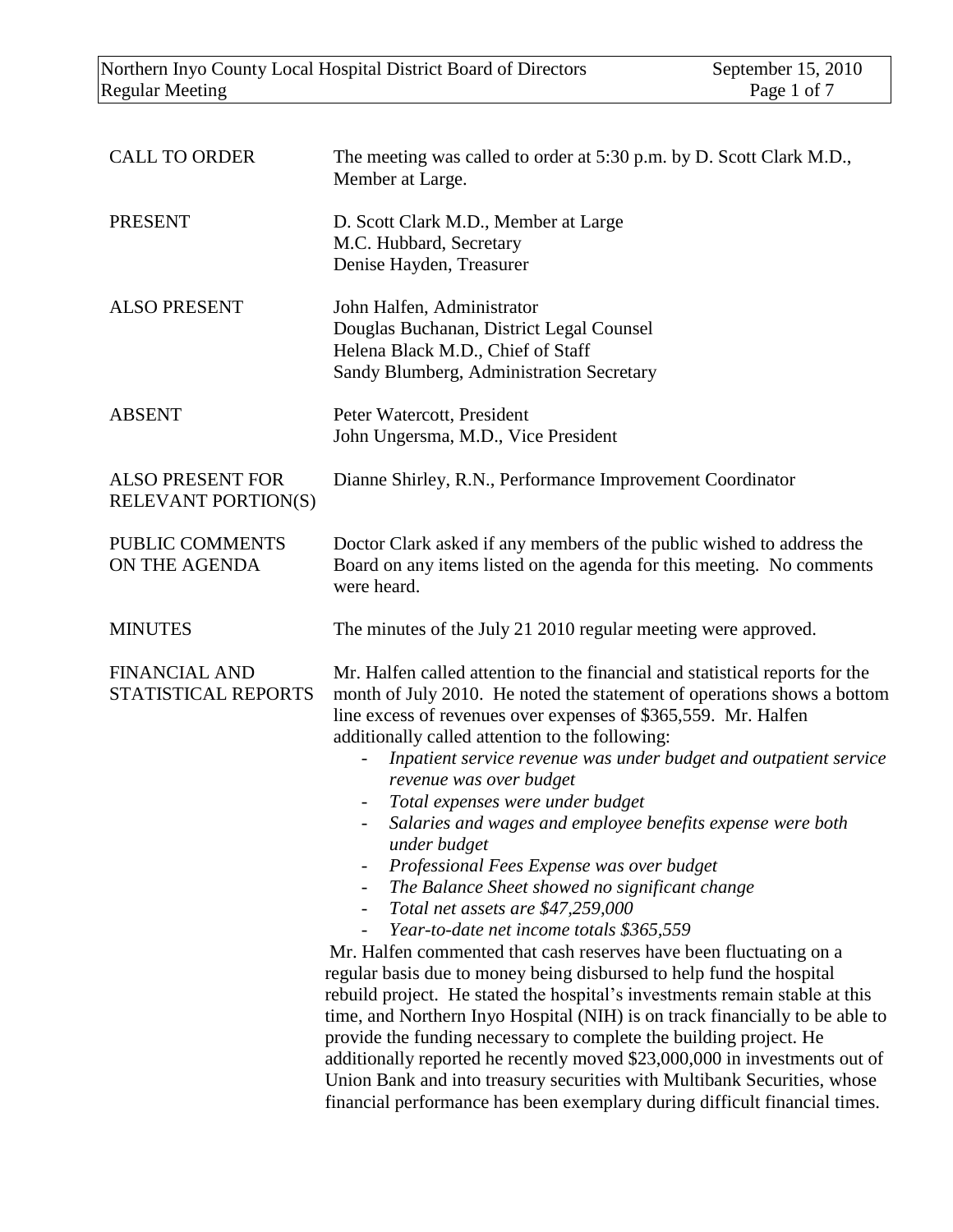| | |
|---|---|
| CALL TO ORDER | The meeting was called to order at 5:30 p.m. by D. Scott Clark M.D., Member at Large. |
| PRESENT | D. Scott Clark M.D., Member at Large<br>M.C. Hubbard, Secretary<br>Denise Hayden, Treasurer |
| ALSO PRESENT | John Halfen, Administrator<br>Douglas Buchanan, District Legal Counsel<br>Helena Black M.D., Chief of Staff<br>Sandy Blumberg, Administration Secretary |
| ABSENT | Peter Watercott, President<br>John Ungersma, M.D., Vice President |
| ALSO PRESENT FOR RELEVANT PORTION(S) | Dianne Shirley, R.N., Performance Improvement Coordinator |
| PUBLIC COMMENTS ON THE AGENDA | Doctor Clark asked if any members of the public wished to address the Board on any items listed on the agenda for this meeting. No comments were heard. |
| MINUTES | The minutes of the July 21 2010 regular meeting were approved. |

**FINANCIAL AND STATISTICAL REPORTS**

Mr. Halfen called attention to the financial and statistical reports for the month of July 2010. He noted the statement of operations shows a bottom line excess of revenues over expenses of $365,559. Mr. Halfen additionally called attention to the following:

- *Inpatient service revenue was under budget and outpatient service revenue was over budget*
- *Total expenses were under budget*
- *Salaries and wages and employee benefits expense were both under budget*
- *Professional Fees Expense was over budget*
- *The Balance Sheet showed no significant change*
- *Total net assets are $47,259,000*
- *Year-to-date net income totals $365,559*

Mr. Halfen commented that cash reserves have been fluctuating on a regular basis due to money being disbursed to help fund the hospital rebuild project. He stated the hospital's investments remain stable at this time, and Northern Inyo Hospital (NIH) is on track financially to be able to provide the funding necessary to complete the building project. He additionally reported he recently moved $23,000,000 in investments out of Union Bank and into treasury securities with Multibank Securities, whose financial performance has been exemplary during difficult financial times.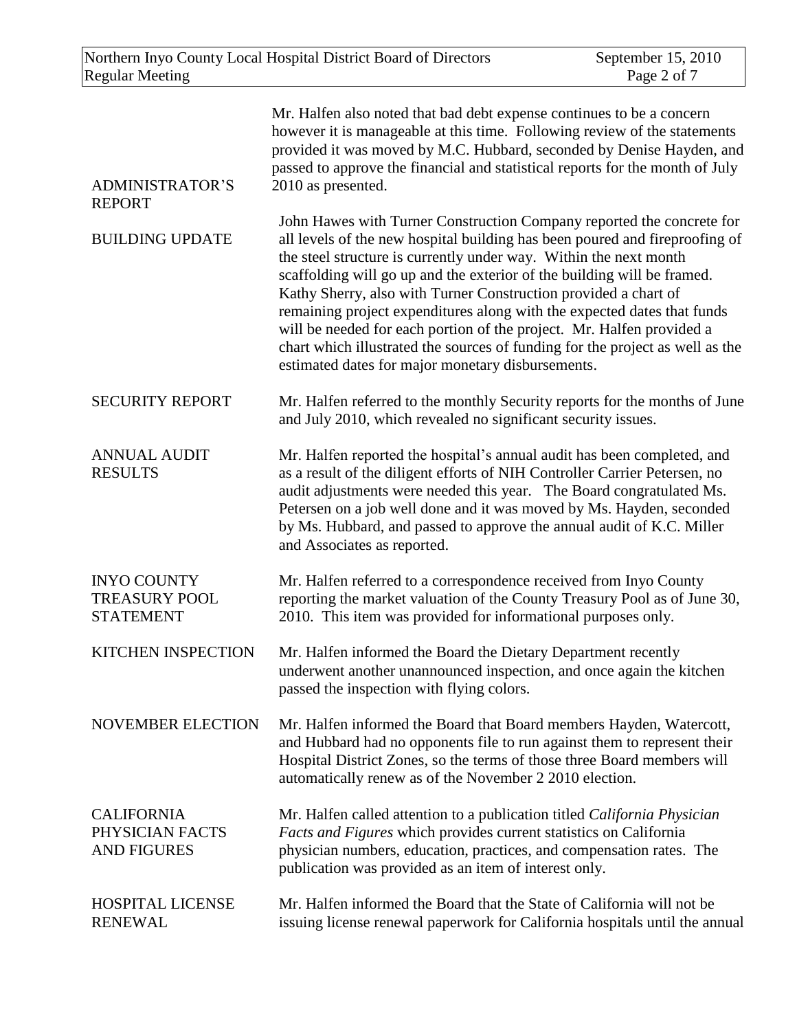Mr. Halfen also noted that bad debt expense continues to be a concern however it is manageable at this time. Following review of the statements provided it was moved by M.C. Hubbard, seconded by Denise Hayden, and passed to approve the financial and statistical reports for the month of July 2010 as presented.

**ADMINISTRATOR'S REPORT**

**BUILDING UPDATE**

John Hawes with Turner Construction Company reported the concrete for all levels of the new hospital building has been poured and fireproofing of the steel structure is currently under way. Within the next month scaffolding will go up and the exterior of the building will be framed. Kathy Sherry, also with Turner Construction provided a chart of remaining project expenditures along with the expected dates that funds will be needed for each portion of the project. Mr. Halfen provided a chart which illustrated the sources of funding for the project as well as the estimated dates for major monetary disbursements.

**SECURITY REPORT**

Mr. Halfen referred to the monthly Security reports for the months of June and July 2010, which revealed no significant security issues.

**ANNUAL AUDIT RESULTS**

Mr. Halfen reported the hospital's annual audit has been completed, and as a result of the diligent efforts of NIH Controller Carrier Petersen, no audit adjustments were needed this year. The Board congratulated Ms. Petersen on a job well done and it was moved by Ms. Hayden, seconded by Ms. Hubbard, and passed to approve the annual audit of K.C. Miller and Associates as reported.

**INYO COUNTY TREASURY POOL STATEMENT**

Mr. Halfen referred to a correspondence received from Inyo County reporting the market valuation of the County Treasury Pool as of June 30, 2010. This item was provided for informational purposes only.

**KITCHEN INSPECTION**

Mr. Halfen informed the Board the Dietary Department recently underwent another unannounced inspection, and once again the kitchen passed the inspection with flying colors.

**NOVEMBER ELECTION**

Mr. Halfen informed the Board that Board members Hayden, Watercott, and Hubbard had no opponents file to run against them to represent their Hospital District Zones, so the terms of those three Board members will automatically renew as of the November 2 2010 election.

**CALIFORNIA PHYSICIAN FACTS AND FIGURES**

Mr. Halfen called attention to a publication titled *California Physician Facts and Figures* which provides current statistics on California physician numbers, education, practices, and compensation rates. The publication was provided as an item of interest only.

**HOSPITAL LICENSE RENEWAL**

Mr. Halfen informed the Board that the State of California will not be issuing license renewal paperwork for California hospitals until the annual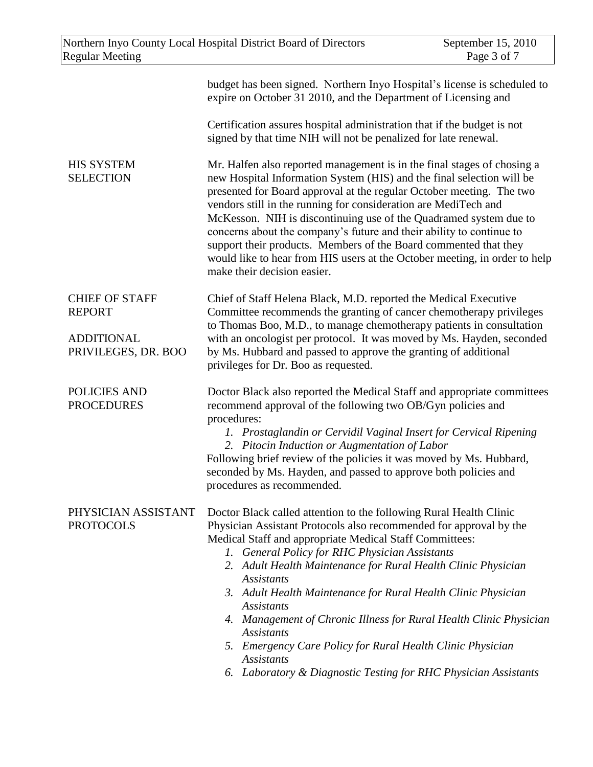budget has been signed. Northern Inyo Hospital's license is scheduled to expire on October 31 2010, and the Department of Licensing and

Certification assures hospital administration that if the budget is not signed by that time NIH will not be penalized for late renewal.

**HIS SYSTEM SELECTION**

Mr. Halfen also reported management is in the final stages of chosing a new Hospital Information System (HIS) and the final selection will be presented for Board approval at the regular October meeting. The two vendors still in the running for consideration are MediTech and McKesson. NIH is discontinuing use of the Quadramed system due to concerns about the company's future and their ability to continue to support their products. Members of the Board commented that they would like to hear from HIS users at the October meeting, in order to help make their decision easier.

**CHIEF OF STAFF REPORT**

**ADDITIONAL PRIVILEGES, DR. BOO**

Chief of Staff Helena Black, M.D. reported the Medical Executive Committee recommends the granting of cancer chemotherapy privileges to Thomas Boo, M.D., to manage chemotherapy patients in consultation with an oncologist per protocol. It was moved by Ms. Hayden, seconded by Ms. Hubbard and passed to approve the granting of additional privileges for Dr. Boo as requested.

**POLICIES AND PROCEDURES**

Doctor Black also reported the Medical Staff and appropriate committees recommend approval of the following two OB/Gyn policies and procedures:

1. *Prostaglandin or Cervidil Vaginal Insert for Cervical Ripening*
2. *Pitocin Induction or Augmentation of Labor*

Following brief review of the policies it was moved by Ms. Hubbard, seconded by Ms. Hayden, and passed to approve both policies and procedures as recommended.

**PHYSICIAN ASSISTANT PROTOCOLS**

Doctor Black called attention to the following Rural Health Clinic Physician Assistant Protocols also recommended for approval by the Medical Staff and appropriate Medical Staff Committees:

1. *General Policy for RHC Physician Assistants*
2. *Adult Health Maintenance for Rural Health Clinic Physician Assistants*
3. *Adult Health Maintenance for Rural Health Clinic Physician Assistants*
4. *Management of Chronic Illness for Rural Health Clinic Physician Assistants*
5. *Emergency Care Policy for Rural Health Clinic Physician Assistants*
6. *Laboratory & Diagnostic Testing for RHC Physician Assistants*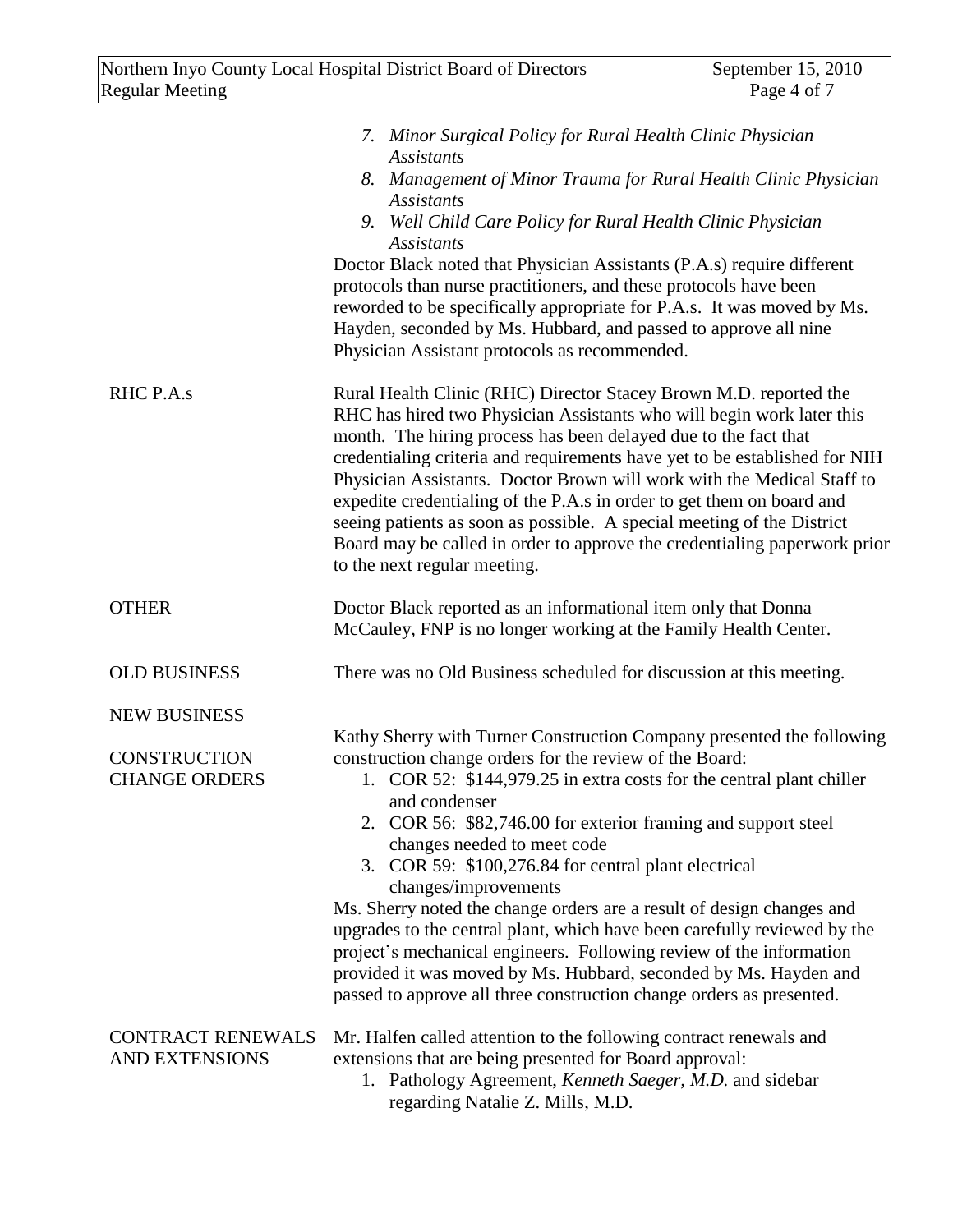7. *Minor Surgical Policy for Rural Health Clinic Physician Assistants*
8. *Management of Minor Trauma for Rural Health Clinic Physician Assistants*
9. *Well Child Care Policy for Rural Health Clinic Physician Assistants*

Doctor Black noted that Physician Assistants (P.A.s) require different protocols than nurse practitioners, and these protocols have been reworded to be specifically appropriate for P.A.s. It was moved by Ms. Hayden, seconded by Ms. Hubbard, and passed to approve all nine Physician Assistant protocols as recommended.

**RHC P.A.s**

Rural Health Clinic (RHC) Director Stacey Brown M.D. reported the RHC has hired two Physician Assistants who will begin work later this month. The hiring process has been delayed due to the fact that credentialing criteria and requirements have yet to be established for NIH Physician Assistants. Doctor Brown will work with the Medical Staff to expedite credentialing of the P.A.s in order to get them on board and seeing patients as soon as possible. A special meeting of the District Board may be called in order to approve the credentialing paperwork prior to the next regular meeting.

**OTHER**

Doctor Black reported as an informational item only that Donna McCauley, FNP is no longer working at the Family Health Center.

**OLD BUSINESS**

There was no Old Business scheduled for discussion at this meeting.

**NEW BUSINESS**

**CONSTRUCTION CHANGE ORDERS**

Kathy Sherry with Turner Construction Company presented the following construction change orders for the review of the Board:

1. COR 52: $144,979.25 in extra costs for the central plant chiller and condenser
2. COR 56: $82,746.00 for exterior framing and support steel changes needed to meet code
3. COR 59: $100,276.84 for central plant electrical changes/improvements

Ms. Sherry noted the change orders are a result of design changes and upgrades to the central plant, which have been carefully reviewed by the project's mechanical engineers. Following review of the information provided it was moved by Ms. Hubbard, seconded by Ms. Hayden and passed to approve all three construction change orders as presented.

**CONTRACT RENEWALS AND EXTENSIONS**

Mr. Halfen called attention to the following contract renewals and extensions that are being presented for Board approval:

1. Pathology Agreement, *Kenneth Saeger, M.D.* and sidebar regarding Natalie Z. Mills, M.D.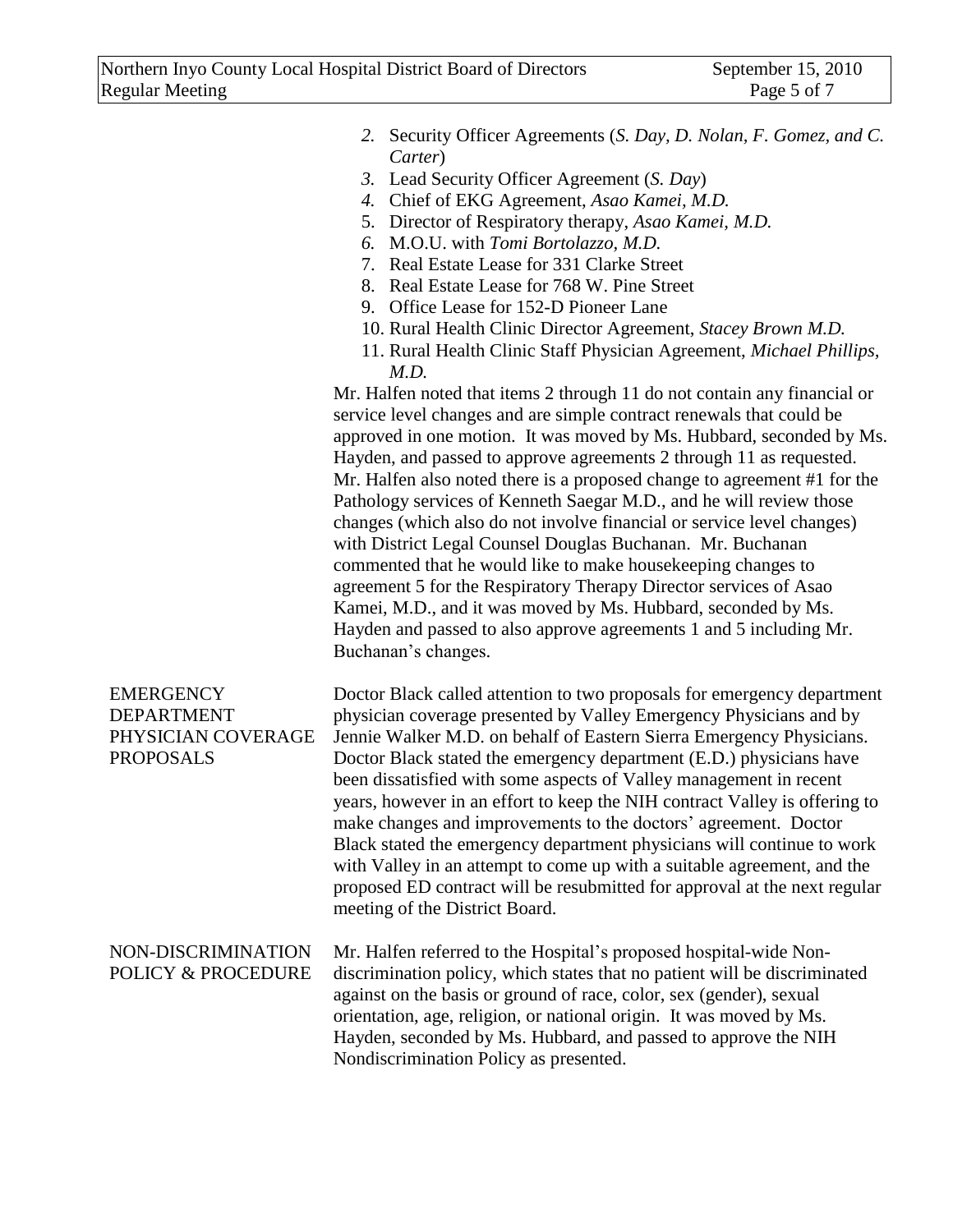2. Security Officer Agreements (*S. Day, D. Nolan, F. Gomez, and C. Carter*)
3. Lead Security Officer Agreement (*S. Day*)
4. Chief of EKG Agreement, *Asao Kamei, M.D.*
5. Director of Respiratory therapy, *Asao Kamei, M.D.*
6. M.O.U. with *Tomi Bortolazzo, M.D.*
7. Real Estate Lease for 331 Clarke Street
8. Real Estate Lease for 768 W. Pine Street
9. Office Lease for 152-D Pioneer Lane
10. Rural Health Clinic Director Agreement, *Stacey Brown M.D.*
11. Rural Health Clinic Staff Physician Agreement, *Michael Phillips, M.D.*

Mr. Halfen noted that items 2 through 11 do not contain any financial or service level changes and are simple contract renewals that could be approved in one motion. It was moved by Ms. Hubbard, seconded by Ms. Hayden, and passed to approve agreements 2 through 11 as requested. Mr. Halfen also noted there is a proposed change to agreement #1 for the Pathology services of Kenneth Saegar M.D., and he will review those changes (which also do not involve financial or service level changes) with District Legal Counsel Douglas Buchanan. Mr. Buchanan commented that he would like to make housekeeping changes to agreement 5 for the Respiratory Therapy Director services of Asao Kamei, M.D., and it was moved by Ms. Hubbard, seconded by Ms. Hayden and passed to also approve agreements 1 and 5 including Mr. Buchanan's changes.

**EMERGENCY DEPARTMENT PHYSICIAN COVERAGE PROPOSALS**

Doctor Black called attention to two proposals for emergency department physician coverage presented by Valley Emergency Physicians and by Jennie Walker M.D. on behalf of Eastern Sierra Emergency Physicians. Doctor Black stated the emergency department (E.D.) physicians have been dissatisfied with some aspects of Valley management in recent years, however in an effort to keep the NIH contract Valley is offering to make changes and improvements to the doctors' agreement. Doctor Black stated the emergency department physicians will continue to work with Valley in an attempt to come up with a suitable agreement, and the proposed ED contract will be resubmitted for approval at the next regular meeting of the District Board.

**NON-DISCRIMINATION POLICY & PROCEDURE**

Mr. Halfen referred to the Hospital's proposed hospital-wide Non-discrimination policy, which states that no patient will be discriminated against on the basis or ground of race, color, sex (gender), sexual orientation, age, religion, or national origin. It was moved by Ms. Hayden, seconded by Ms. Hubbard, and passed to approve the NIH Nondiscrimination Policy as presented.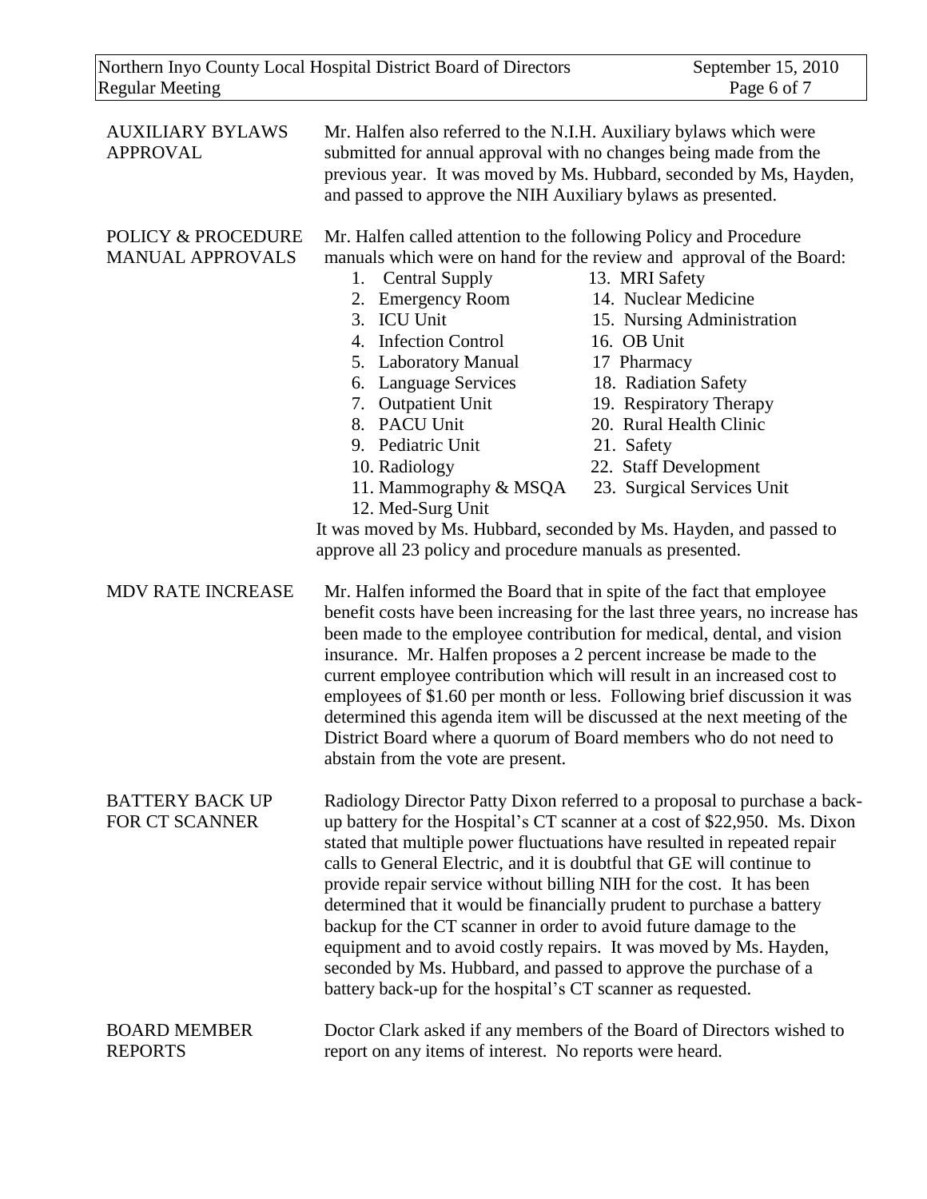**AUXILIARY BYLAWS APPROVAL**

Mr. Halfen also referred to the N.I.H. Auxiliary bylaws which were submitted for annual approval with no changes being made from the previous year. It was moved by Ms. Hubbard, seconded by Ms, Hayden, and passed to approve the NIH Auxiliary bylaws as presented.

**POLICY & PROCEDURE MANUAL APPROVALS**

Mr. Halfen called attention to the following Policy and Procedure manuals which were on hand for the review and approval of the Board:

1. Central Supply
2. Emergency Room
3. ICU Unit
4. Infection Control
5. Laboratory Manual
6. Language Services
7. Outpatient Unit
8. PACU Unit
9. Pediatric Unit
10. Radiology
11. Mammography & MSQA
12. Med-Surg Unit
13. MRI Safety
14. Nuclear Medicine
15. Nursing Administration
16. OB Unit
17. Pharmacy
18. Radiation Safety
19. Respiratory Therapy
20. Rural Health Clinic
21. Safety
22. Staff Development
23. Surgical Services Unit

It was moved by Ms. Hubbard, seconded by Ms. Hayden, and passed to approve all 23 policy and procedure manuals as presented.

**MDV RATE INCREASE**

Mr. Halfen informed the Board that in spite of the fact that employee benefit costs have been increasing for the last three years, no increase has been made to the employee contribution for medical, dental, and vision insurance. Mr. Halfen proposes a 2 percent increase be made to the current employee contribution which will result in an increased cost to employees of $1.60 per month or less. Following brief discussion it was determined this agenda item will be discussed at the next meeting of the District Board where a quorum of Board members who do not need to abstain from the vote are present.

**BATTERY BACK UP FOR CT SCANNER**

Radiology Director Patty Dixon referred to a proposal to purchase a back-up battery for the Hospital's CT scanner at a cost of $22,950. Ms. Dixon stated that multiple power fluctuations have resulted in repeated repair calls to General Electric, and it is doubtful that GE will continue to provide repair service without billing NIH for the cost. It has been determined that it would be financially prudent to purchase a battery backup for the CT scanner in order to avoid future damage to the equipment and to avoid costly repairs. It was moved by Ms. Hayden, seconded by Ms. Hubbard, and passed to approve the purchase of a battery back-up for the hospital's CT scanner as requested.

**BOARD MEMBER REPORTS**

Doctor Clark asked if any members of the Board of Directors wished to report on any items of interest. No reports were heard.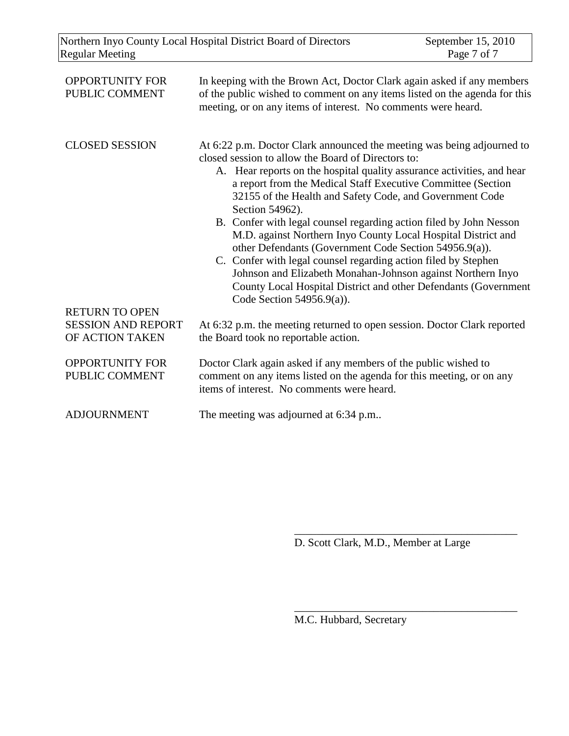| | |
|---|---|
| OPPORTUNITY FOR PUBLIC COMMENT | In keeping with the Brown Act, Doctor Clark again asked if any members of the public wished to comment on any items listed on the agenda for this meeting, or on any items of interest. No comments were heard. |
| CLOSED SESSION | At 6:22 p.m. Doctor Clark announced the meeting was being adjourned to closed session to allow the Board of Directors to: A. Hear reports on the hospital quality assurance activities, and hear a report from the Medical Staff Executive Committee (Section 32155 of the Health and Safety Code, and Government Code Section 54962). B. Confer with legal counsel regarding action filed by John Nesson M.D. against Northern Inyo County Local Hospital District and other Defendants (Government Code Section 54956.9(a)). C. Confer with legal counsel regarding action filed by Stephen Johnson and Elizabeth Monahan-Johnson against Northern Inyo County Local Hospital District and other Defendants (Government Code Section 54956.9(a)). |
| RETURN TO OPEN SESSION AND REPORT OF ACTION TAKEN | At 6:32 p.m. the meeting returned to open session. Doctor Clark reported the Board took no reportable action. |
| OPPORTUNITY FOR PUBLIC COMMENT | Doctor Clark again asked if any members of the public wished to comment on any items listed on the agenda for this meeting, or on any items of interest. No comments were heard. |
| ADJOURNMENT | The meeting was adjourned at 6:34 p.m.. |

_______________________________________

D. Scott Clark, M.D., Member at Large

_______________________________________

M.C. Hubbard, Secretary